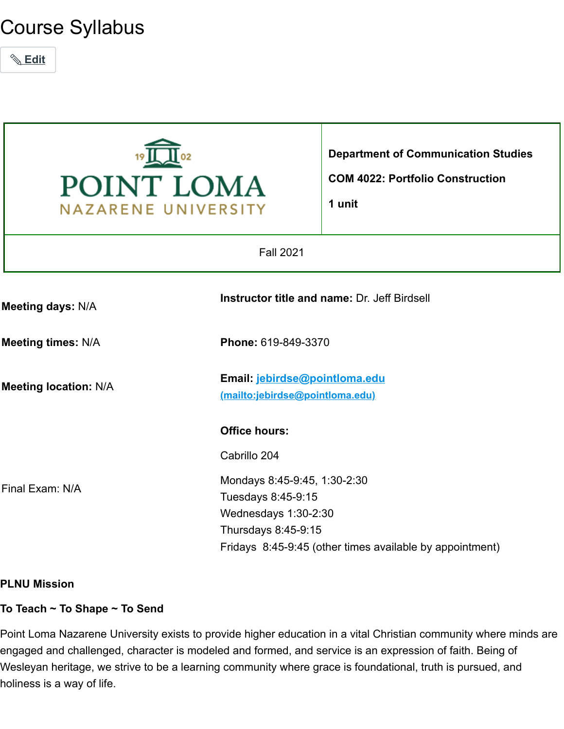# Course Syllabus

Edit

| POINT LOMA NAZARENE UNIVERSITY | **Department of Communication Studies**<br><br>**COM 4022: Portfolio Construction**<br><br>**1 unit** |
|---|---|
| Fall 2021 | |

| | |
|---|---|
| **Meeting days:** N/A | **Instructor title and name:** Dr. Jeff Birdsell |
| **Meeting times:** N/A | **Phone:** 619-849-3370 |
| **Meeting location:** N/A | **Email:** jebirdse@pointloma.edu (mailto:jebirdse@pointloma.edu) |
| Final Exam: N/A | **Office hours:**<br><br>Cabrillo 204<br><br>Mondays 8:45-9:45, 1:30-2:30<br>Tuesdays 8:45-9:15<br>Wednesdays 1:30-2:30<br>Thursdays 8:45-9:15<br>Fridays 8:45-9:45 (other times available by appointment) |

**PLNU Mission**

**To Teach ~ To Shape ~ To Send**

Point Loma Nazarene University exists to provide higher education in a vital Christian community where minds are engaged and challenged, character is modeled and formed, and service is an expression of faith. Being of Wesleyan heritage, we strive to be a learning community where grace is foundational, truth is pursued, and holiness is a way of life.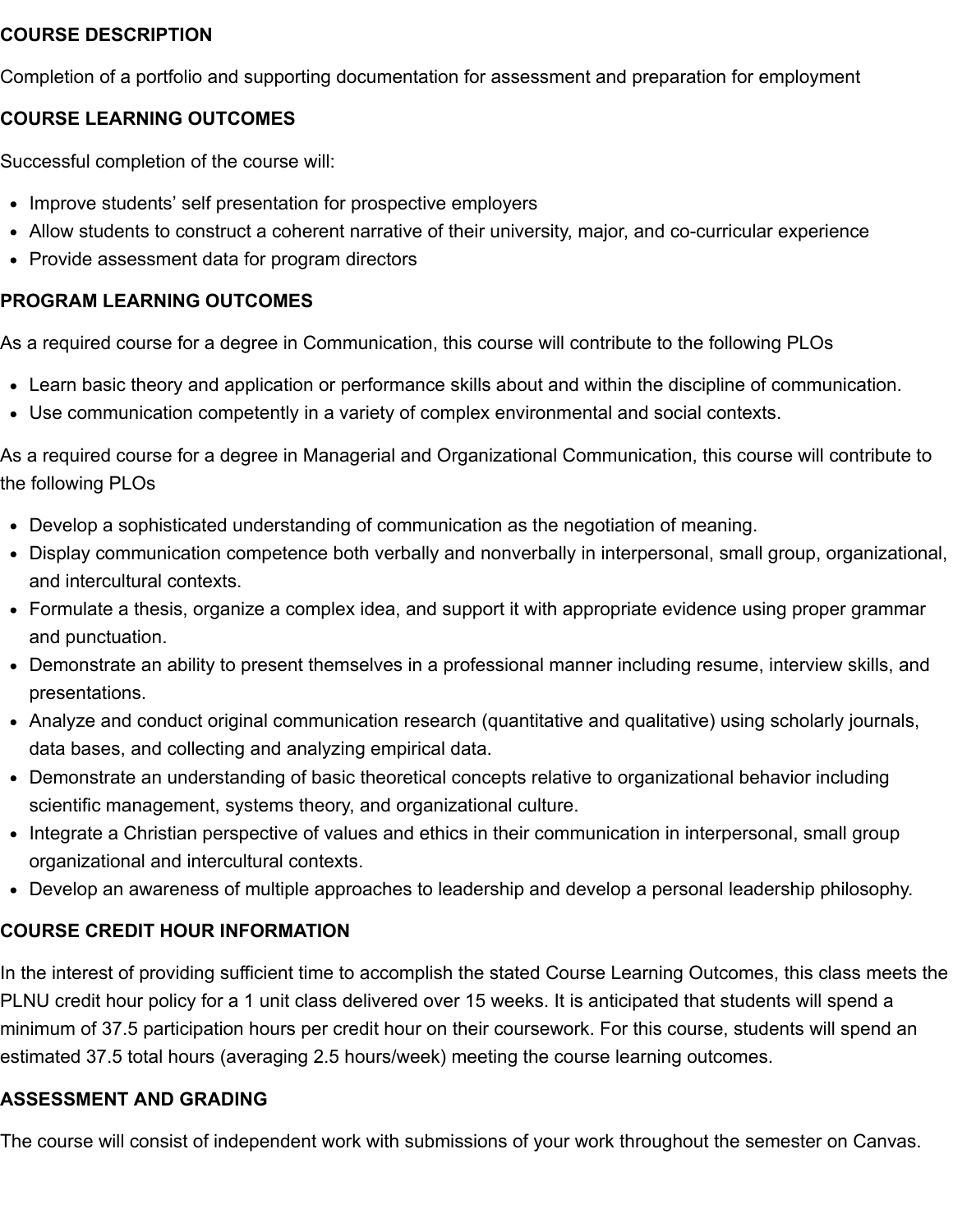**COURSE DESCRIPTION**

Completion of a portfolio and supporting documentation for assessment and preparation for employment

**COURSE LEARNING OUTCOMES**

Successful completion of the course will:

- Improve students' self presentation for prospective employers
- Allow students to construct a coherent narrative of their university, major, and co-curricular experience
- Provide assessment data for program directors

**PROGRAM LEARNING OUTCOMES**

As a required course for a degree in Communication, this course will contribute to the following PLOs

- Learn basic theory and application or performance skills about and within the discipline of communication.
- Use communication competently in a variety of complex environmental and social contexts.

As a required course for a degree in Managerial and Organizational Communication, this course will contribute to the following PLOs

- Develop a sophisticated understanding of communication as the negotiation of meaning.
- Display communication competence both verbally and nonverbally in interpersonal, small group, organizational, and intercultural contexts.
- Formulate a thesis, organize a complex idea, and support it with appropriate evidence using proper grammar and punctuation.
- Demonstrate an ability to present themselves in a professional manner including resume, interview skills, and presentations.
- Analyze and conduct original communication research (quantitative and qualitative) using scholarly journals, data bases, and collecting and analyzing empirical data.
- Demonstrate an understanding of basic theoretical concepts relative to organizational behavior including scientific management, systems theory, and organizational culture.
- Integrate a Christian perspective of values and ethics in their communication in interpersonal, small group organizational and intercultural contexts.
- Develop an awareness of multiple approaches to leadership and develop a personal leadership philosophy.

**COURSE CREDIT HOUR INFORMATION**

In the interest of providing sufficient time to accomplish the stated Course Learning Outcomes, this class meets the PLNU credit hour policy for a 1 unit class delivered over 15 weeks. It is anticipated that students will spend a minimum of 37.5 participation hours per credit hour on their coursework. For this course, students will spend an estimated 37.5 total hours (averaging 2.5 hours/week) meeting the course learning outcomes.

**ASSESSMENT AND GRADING**

The course will consist of independent work with submissions of your work throughout the semester on Canvas.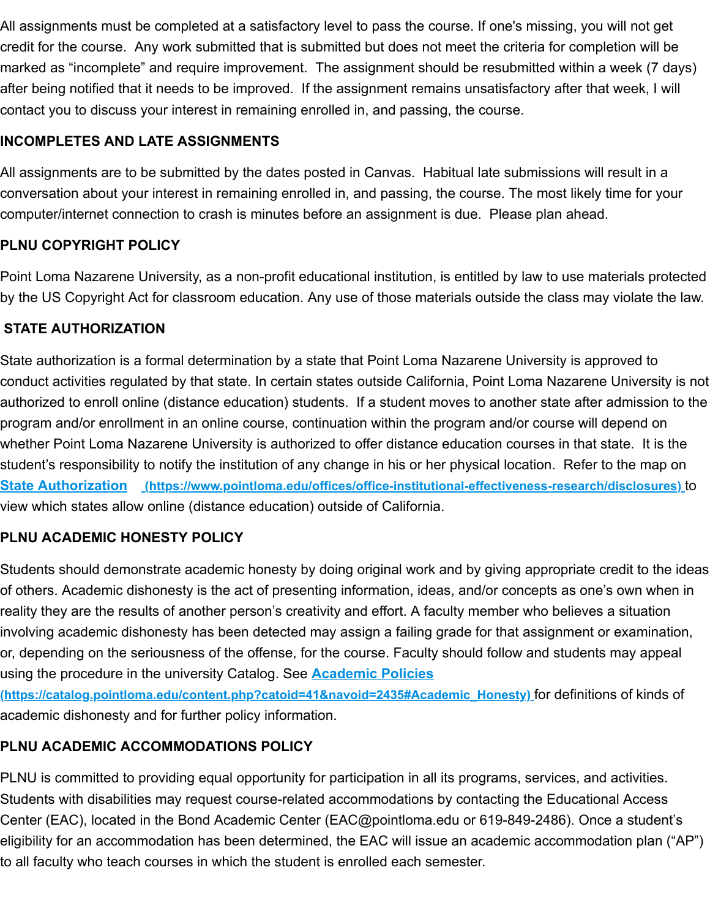All assignments must be completed at a satisfactory level to pass the course. If one's missing, you will not get credit for the course. Any work submitted that is submitted but does not meet the criteria for completion will be marked as "incomplete" and require improvement. The assignment should be resubmitted within a week (7 days) after being notified that it needs to be improved. If the assignment remains unsatisfactory after that week, I will contact you to discuss your interest in remaining enrolled in, and passing, the course.

**INCOMPLETES AND LATE ASSIGNMENTS**

All assignments are to be submitted by the dates posted in Canvas. Habitual late submissions will result in a conversation about your interest in remaining enrolled in, and passing, the course. The most likely time for your computer/internet connection to crash is minutes before an assignment is due. Please plan ahead.

**PLNU COPYRIGHT POLICY**

Point Loma Nazarene University, as a non-profit educational institution, is entitled by law to use materials protected by the US Copyright Act for classroom education. Any use of those materials outside the class may violate the law.

**STATE AUTHORIZATION**

State authorization is a formal determination by a state that Point Loma Nazarene University is approved to conduct activities regulated by that state. In certain states outside California, Point Loma Nazarene University is not authorized to enroll online (distance education) students. If a student moves to another state after admission to the program and/or enrollment in an online course, continuation within the program and/or course will depend on whether Point Loma Nazarene University is authorized to offer distance education courses in that state. It is the student's responsibility to notify the institution of any change in his or her physical location. Refer to the map on [State Authorization](https://www.pointloma.edu/offices/office-institutional-effectiveness-research/disclosures) (https://www.pointloma.edu/offices/office-institutional-effectiveness-research/disclosures) to view which states allow online (distance education) outside of California.

**PLNU ACADEMIC HONESTY POLICY**

Students should demonstrate academic honesty by doing original work and by giving appropriate credit to the ideas of others. Academic dishonesty is the act of presenting information, ideas, and/or concepts as one's own when in reality they are the results of another person's creativity and effort. A faculty member who believes a situation involving academic dishonesty has been detected may assign a failing grade for that assignment or examination, or, depending on the seriousness of the offense, for the course. Faculty should follow and students may appeal using the procedure in the university Catalog. See [Academic Policies](https://catalog.pointloma.edu/content.php?catoid=41&navoid=2435#Academic_Honesty) (https://catalog.pointloma.edu/content.php?catoid=41&navoid=2435#Academic_Honesty) for definitions of kinds of academic dishonesty and for further policy information.

**PLNU ACADEMIC ACCOMMODATIONS POLICY**

PLNU is committed to providing equal opportunity for participation in all its programs, services, and activities. Students with disabilities may request course-related accommodations by contacting the Educational Access Center (EAC), located in the Bond Academic Center (EAC@pointloma.edu or 619-849-2486). Once a student's eligibility for an accommodation has been determined, the EAC will issue an academic accommodation plan ("AP") to all faculty who teach courses in which the student is enrolled each semester.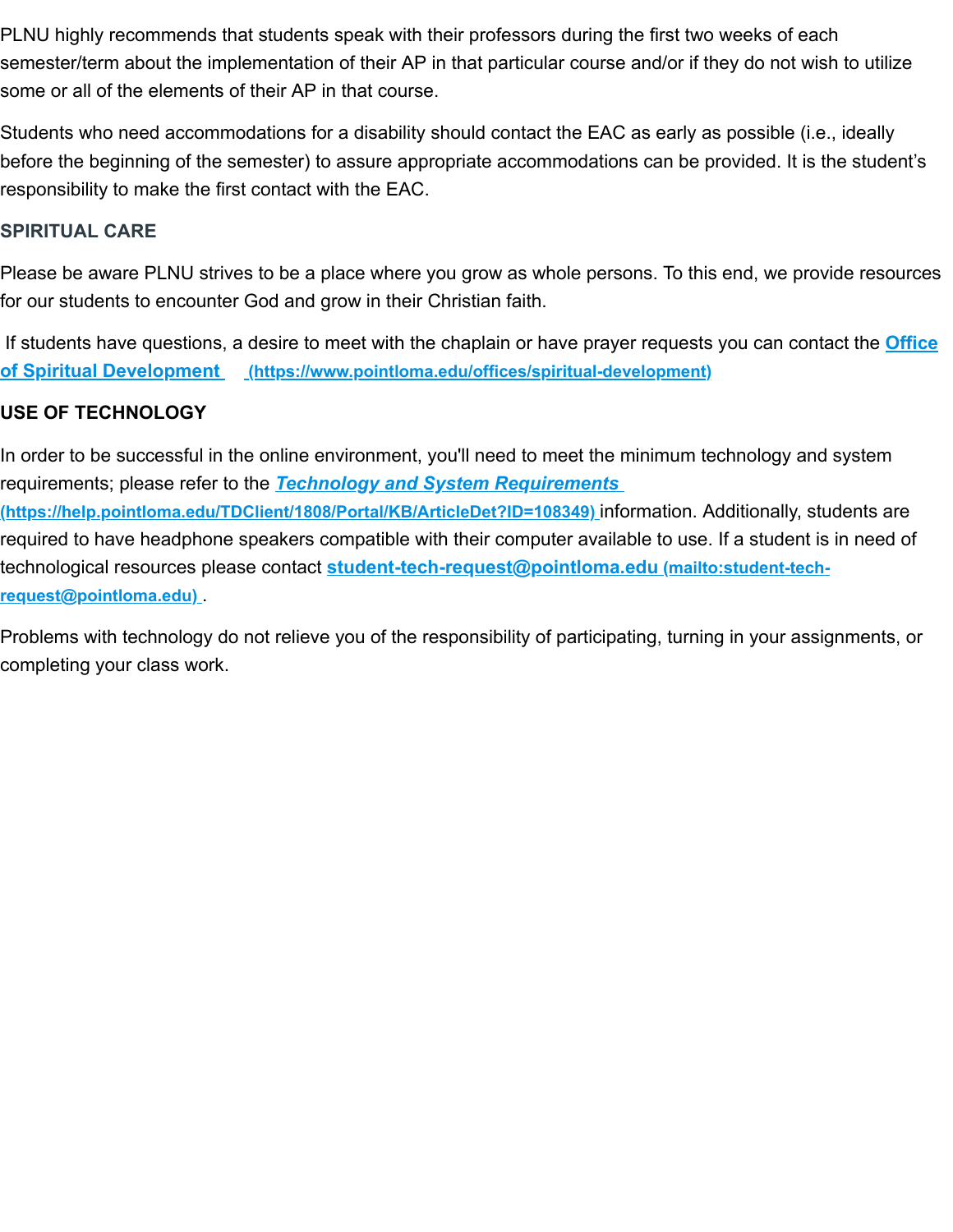PLNU highly recommends that students speak with their professors during the first two weeks of each semester/term about the implementation of their AP in that particular course and/or if they do not wish to utilize some or all of the elements of their AP in that course.

Students who need accommodations for a disability should contact the EAC as early as possible (i.e., ideally before the beginning of the semester) to assure appropriate accommodations can be provided. It is the student's responsibility to make the first contact with the EAC.

**SPIRITUAL CARE**

Please be aware PLNU strives to be a place where you grow as whole persons. To this end, we provide resources for our students to encounter God and grow in their Christian faith.

If students have questions, a desire to meet with the chaplain or have prayer requests you can contact the [Office of Spiritual Development (https://www.pointloma.edu/offices/spiritual-development)](https://www.pointloma.edu/offices/spiritual-development)

**USE OF TECHNOLOGY**

In order to be successful in the online environment, you'll need to meet the minimum technology and system requirements; please refer to the [***Technology and System Requirements*** (https://help.pointloma.edu/TDClient/1808/Portal/KB/ArticleDet?ID=108349)](https://help.pointloma.edu/TDClient/1808/Portal/KB/ArticleDet?ID=108349) information. Additionally, students are required to have headphone speakers compatible with their computer available to use. If a student is in need of technological resources please contact [**student-tech-request@pointloma.edu** (mailto:student-tech-request@pointloma.edu)](mailto:student-tech-request@pointloma.edu).

Problems with technology do not relieve you of the responsibility of participating, turning in your assignments, or completing your class work.